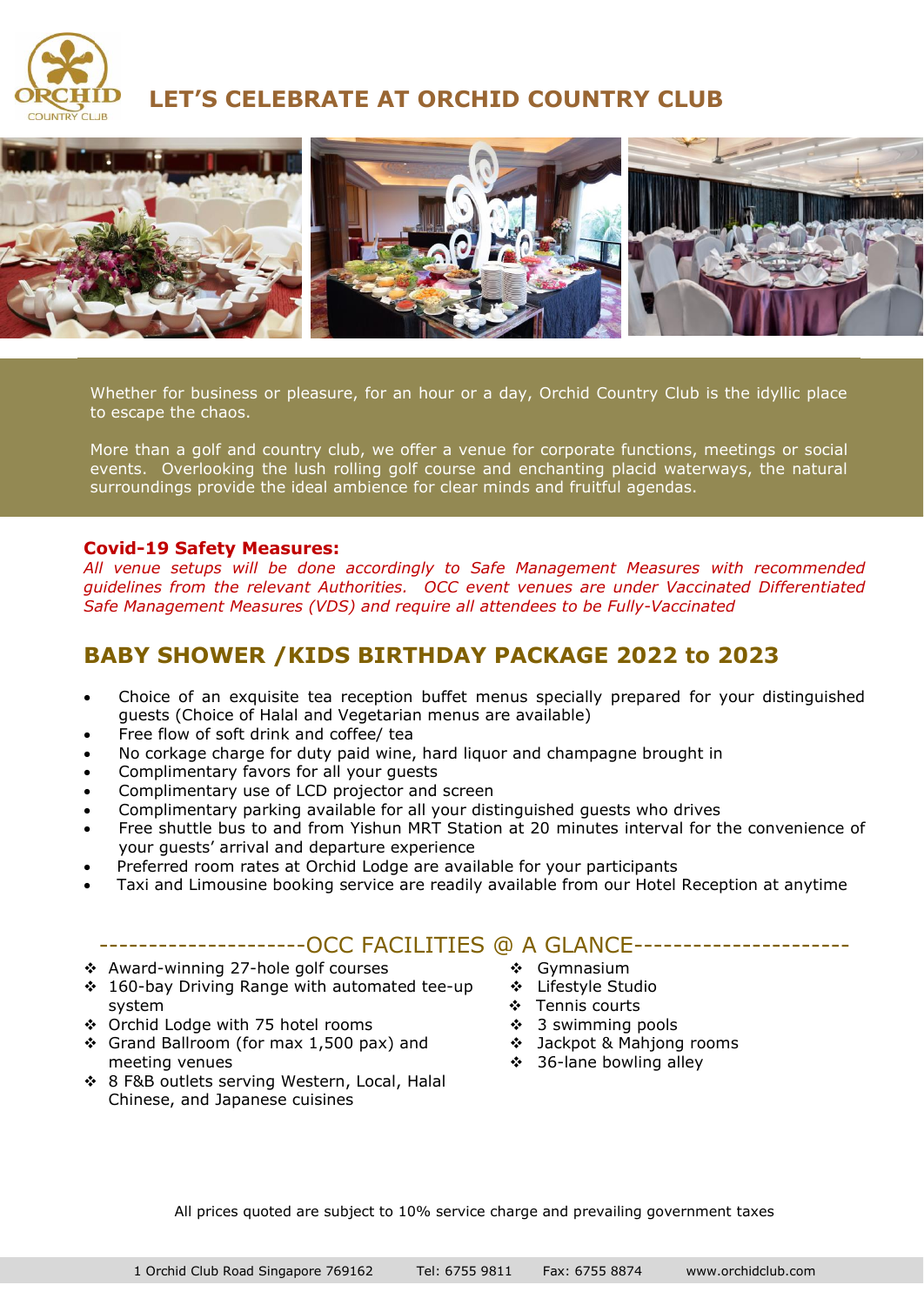# LET'S CELEBRATE AT ORCHID COUNTRY CLUB

Whether for business or pleasure, for an hour or a day, Orchid Country Club is the idyllic place to escape the chaos.

More than a golf and country club, we offer a venue for corporate functions, meetings or social events. Overlooking the lush rolling golf course and enchanting placid waterways, the natural surroundings provide the ideal ambience for clear minds and fruitful agendas.

**Covid-19 Safety Measures:**
*All venue setups will be done accordingly to Safe Management Measures with recommended guidelines from the relevant Authorities. OCC event venues are under Vaccinated Differentiated Safe Management Measures (VDS) and require all attendees to be Fully-Vaccinated*

## BABY SHOWER /KIDS BIRTHDAY PACKAGE 2022 to 2023

- Choice of an exquisite tea reception buffet menus specially prepared for your distinguished guests (Choice of Halal and Vegetarian menus are available)
- Free flow of soft drink and coffee/ tea
- No corkage charge for duty paid wine, hard liquor and champagne brought in
- Complimentary favors for all your guests
- Complimentary use of LCD projector and screen
- Complimentary parking available for all your distinguished guests who drives
- Free shuttle bus to and from Yishun MRT Station at 20 minutes interval for the convenience of your guests' arrival and departure experience
- Preferred room rates at Orchid Lodge are available for your participants
- Taxi and Limousine booking service are readily available from our Hotel Reception at anytime

### ---------------------OCC FACILITIES @ A GLANCE----------------------

- Award-winning 27-hole golf courses
- 160-bay Driving Range with automated tee-up system
- Orchid Lodge with 75 hotel rooms
- Grand Ballroom (for max 1,500 pax) and meeting venues
- 8 F&B outlets serving Western, Local, Halal Chinese, and Japanese cuisines
- Gymnasium
- Lifestyle Studio
- Tennis courts
- 3 swimming pools
- Jackpot & Mahjong rooms
- 36-lane bowling alley

All prices quoted are subject to 10% service charge and prevailing government taxes

1 Orchid Club Road Singapore 769162 Tel: 6755 9811 Fax: 6755 8874 www.orchidclub.com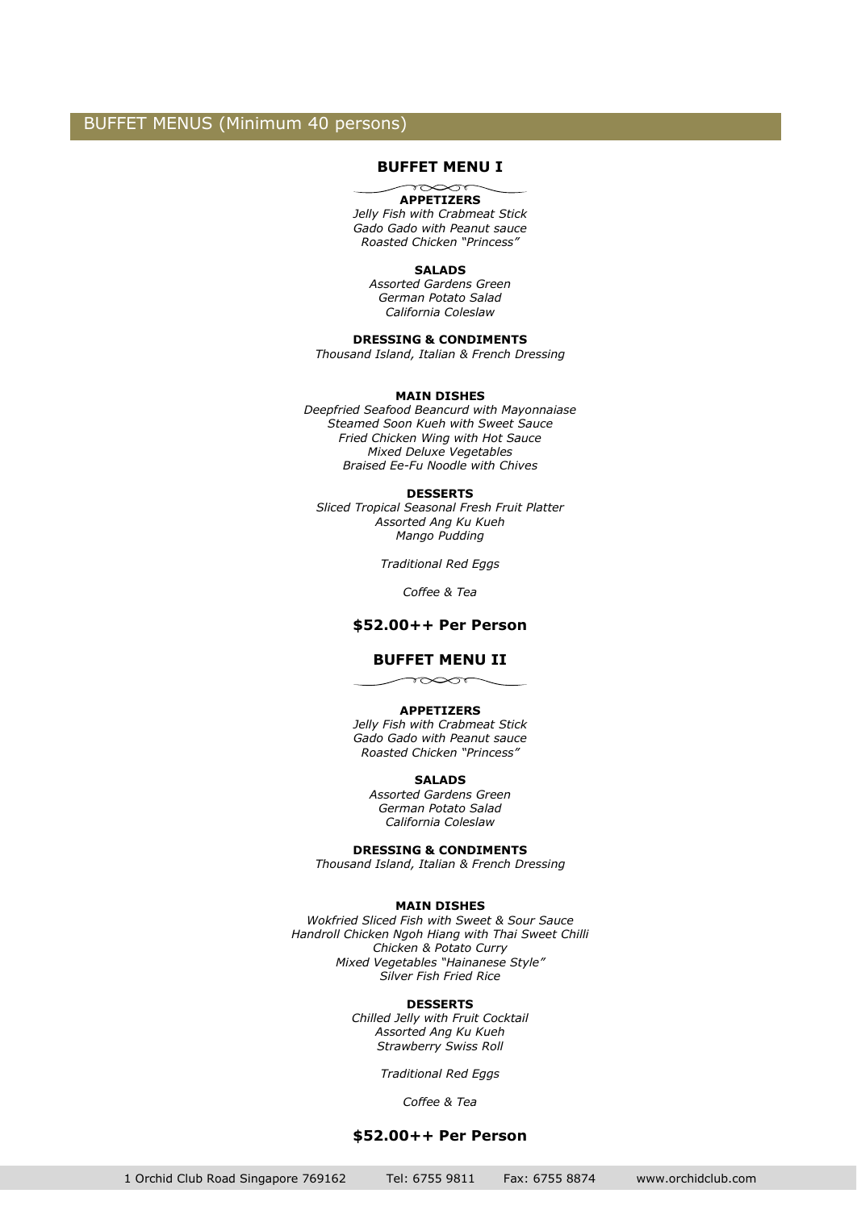## BUFFET MENUS (Minimum 40 persons)

### BUFFET MENU I

**APPETIZERS**

*Jelly Fish with Crabmeat Stick*
*Gado Gado with Peanut sauce*
*Roasted Chicken "Princess"*

**SALADS**

*Assorted Gardens Green*
*German Potato Salad*
*California Coleslaw*

**DRESSING & CONDIMENTS**

*Thousand Island, Italian & French Dressing*

**MAIN DISHES**

*Deepfried Seafood Beancurd with Mayonnaiase*
*Steamed Soon Kueh with Sweet Sauce*
*Fried Chicken Wing with Hot Sauce*
*Mixed Deluxe Vegetables*
*Braised Ee-Fu Noodle with Chives*

**DESSERTS**

*Sliced Tropical Seasonal Fresh Fruit Platter*
*Assorted Ang Ku Kueh*
*Mango Pudding*

*Traditional Red Eggs*

*Coffee & Tea*

**$52.00++ Per Person**

### BUFFET MENU II

**APPETIZERS**

*Jelly Fish with Crabmeat Stick*
*Gado Gado with Peanut sauce*
*Roasted Chicken "Princess"*

**SALADS**

*Assorted Gardens Green*
*German Potato Salad*
*California Coleslaw*

**DRESSING & CONDIMENTS**

*Thousand Island, Italian & French Dressing*

**MAIN DISHES**

*Wokfried Sliced Fish with Sweet & Sour Sauce*
*Handroll Chicken Ngoh Hiang with Thai Sweet Chilli*
*Chicken & Potato Curry*
*Mixed Vegetables "Hainanese Style"*
*Silver Fish Fried Rice*

**DESSERTS**

*Chilled Jelly with Fruit Cocktail*
*Assorted Ang Ku Kueh*
*Strawberry Swiss Roll*

*Traditional Red Eggs*

*Coffee & Tea*

**$52.00++ Per Person**

1 Orchid Club Road Singapore 769162 Tel: 6755 9811 Fax: 6755 8874 www.orchidclub.com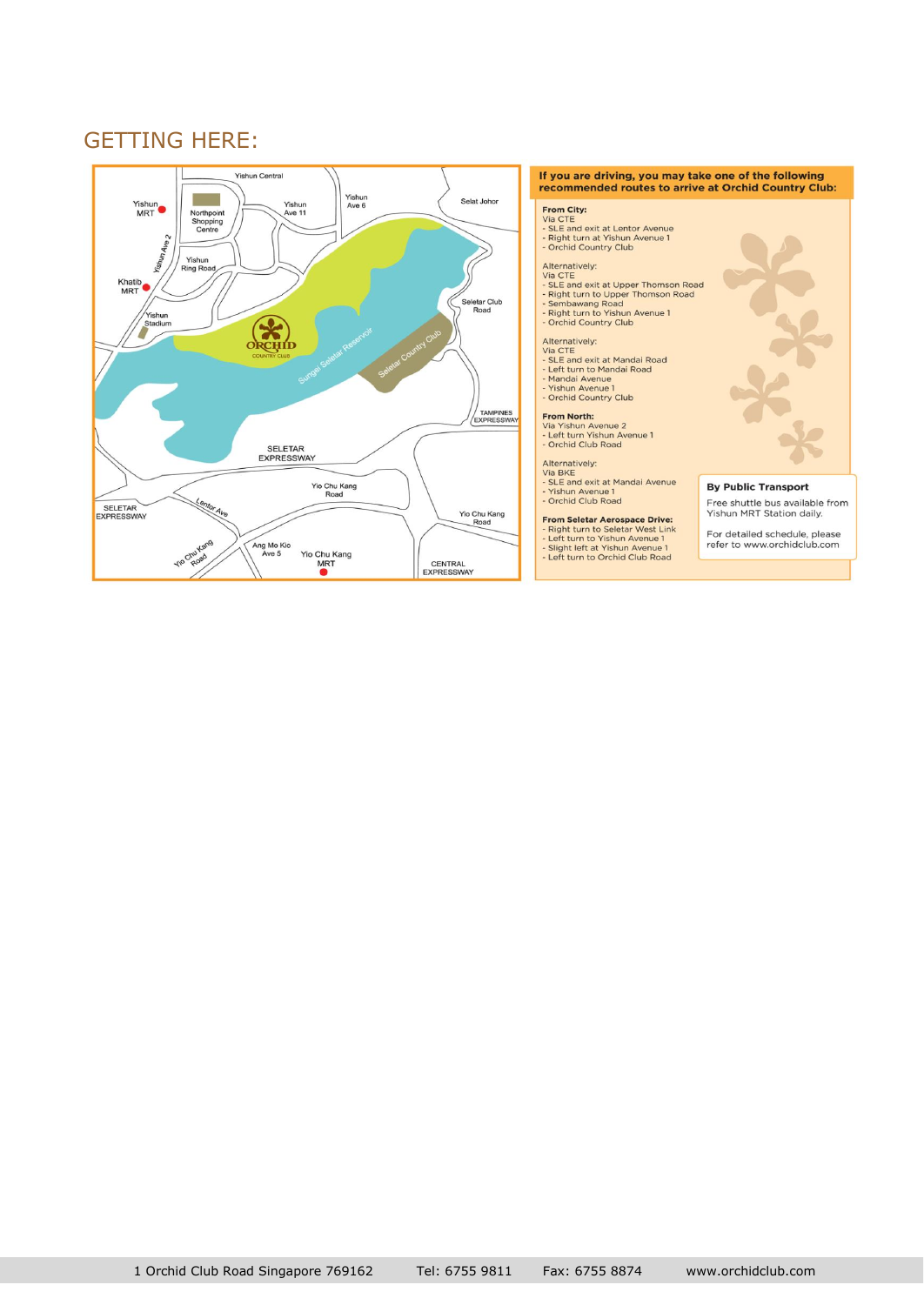# GETTING HERE:

Yishun Central
Yishun MRT
Northpoint Shopping Centre
Yishun Ave 11
Yishun Ave 6
Selat Johor
Yishun Ave 2
Yishun Ring Road
Khatib MRT
Yishun Stadium
ORCHID COUNTRY CLUB
Sungei Seletar Reservoir
Seletar Country Club
Seletar Club Road
TAMPINES EXPRESSWAY
SELETAR EXPRESSWAY
Yio Chu Kang Road
SELETAR EXPRESSWAY
Lentor Ave
Yio Chu Kang Road
Yio Chu Kang Road
Ang Mo Kio Ave 5
Yio Chu Kang MRT
CENTRAL EXPRESSWAY

**If you are driving, you may take one of the following recommended routes to arrive at Orchid Country Club:**

**From City:**
Via CTE
- SLE and exit at Lentor Avenue
- Right turn at Yishun Avenue 1
- Orchid Country Club

Alternatively:
Via CTE
- SLE and exit at Upper Thomson Road
- Right turn to Upper Thomson Road
- Sembawang Road
- Right turn to Yishun Avenue 1
- Orchid Country Club

Alternatively:
Via CTE
- SLE and exit at Mandai Road
- Left turn to Mandai Road
- Mandai Avenue
- Yishun Avenue 1
- Orchid Country Club

**From North:**
Via Yishun Avenue 2
- Left turn Yishun Avenue 1
- Orchid Club Road

Alternatively:
Via BKE
- SLE and exit at Mandai Avenue
- Yishun Avenue 1
- Orchid Club Road

**From Seletar Aerospace Drive:**
- Right turn to Seletar West Link
- Left turn to Yishun Avenue 1
- Slight left at Yishun Avenue 1
- Left turn to Orchid Club Road

**By Public Transport**

Free shuttle bus available from Yishun MRT Station daily.

For detailed schedule, please refer to www.orchidclub.com

1 Orchid Club Road Singapore 769162 Tel: 6755 9811 Fax: 6755 8874 www.orchidclub.com